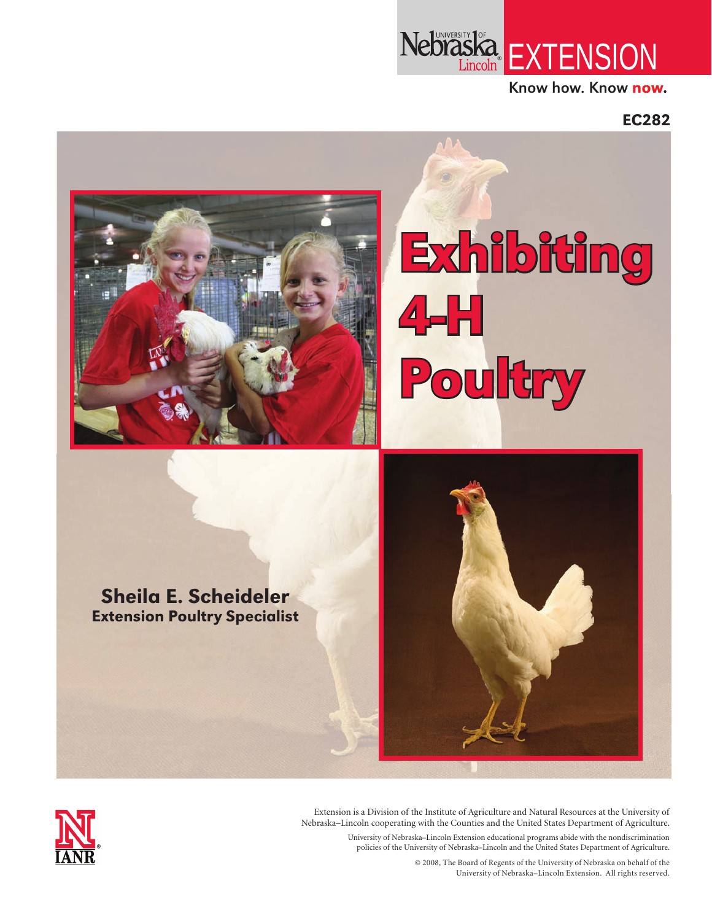Nebraska Lincoln EXTENSION

Know how. Know now.

EC282

# Exhibiting 4-H Poultry

**Sheila E. Scheideler**
**Extension Poultry Specialist**

Extension is a Division of the Institute of Agriculture and Natural Resources at the University of Nebraska–Lincoln cooperating with the Counties and the United States Department of Agriculture.

University of Nebraska–Lincoln Extension educational programs abide with the nondiscrimination policies of the University of Nebraska–Lincoln and the United States Department of Agriculture.

© 2008, The Board of Regents of the University of Nebraska on behalf of the University of Nebraska–Lincoln Extension. All rights reserved.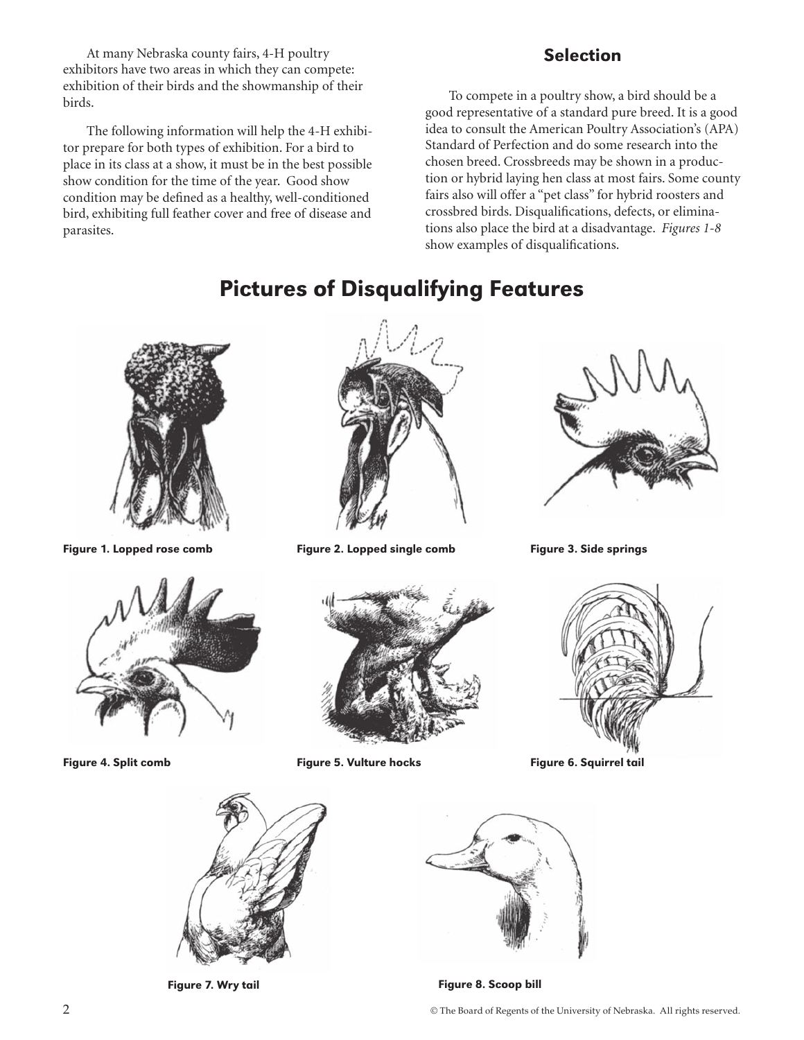At many Nebraska county fairs, 4-H poultry exhibitors have two areas in which they can compete: exhibition of their birds and the showmanship of their birds.

The following information will help the 4-H exhibitor prepare for both types of exhibition. For a bird to place in its class at a show, it must be in the best possible show condition for the time of the year. Good show condition may be defined as a healthy, well-conditioned bird, exhibiting full feather cover and free of disease and parasites.

## Selection

To compete in a poultry show, a bird should be a good representative of a standard pure breed. It is a good idea to consult the American Poultry Association's (APA) Standard of Perfection and do some research into the chosen breed. Crossbreeds may be shown in a production or hybrid laying hen class at most fairs. Some county fairs also will offer a "pet class" for hybrid roosters and crossbred birds. Disqualifications, defects, or eliminations also place the bird at a disadvantage. *Figures 1-8* show examples of disqualifications.

## Pictures of Disqualifying Features

**Figure 1. Lopped rose comb**

**Figure 2. Lopped single comb**

**Figure 3. Side springs**

**Figure 4. Split comb**

**Figure 5. Vulture hocks**

**Figure 6. Squirrel tail**

**Figure 7. Wry tail**

**Figure 8. Scoop bill**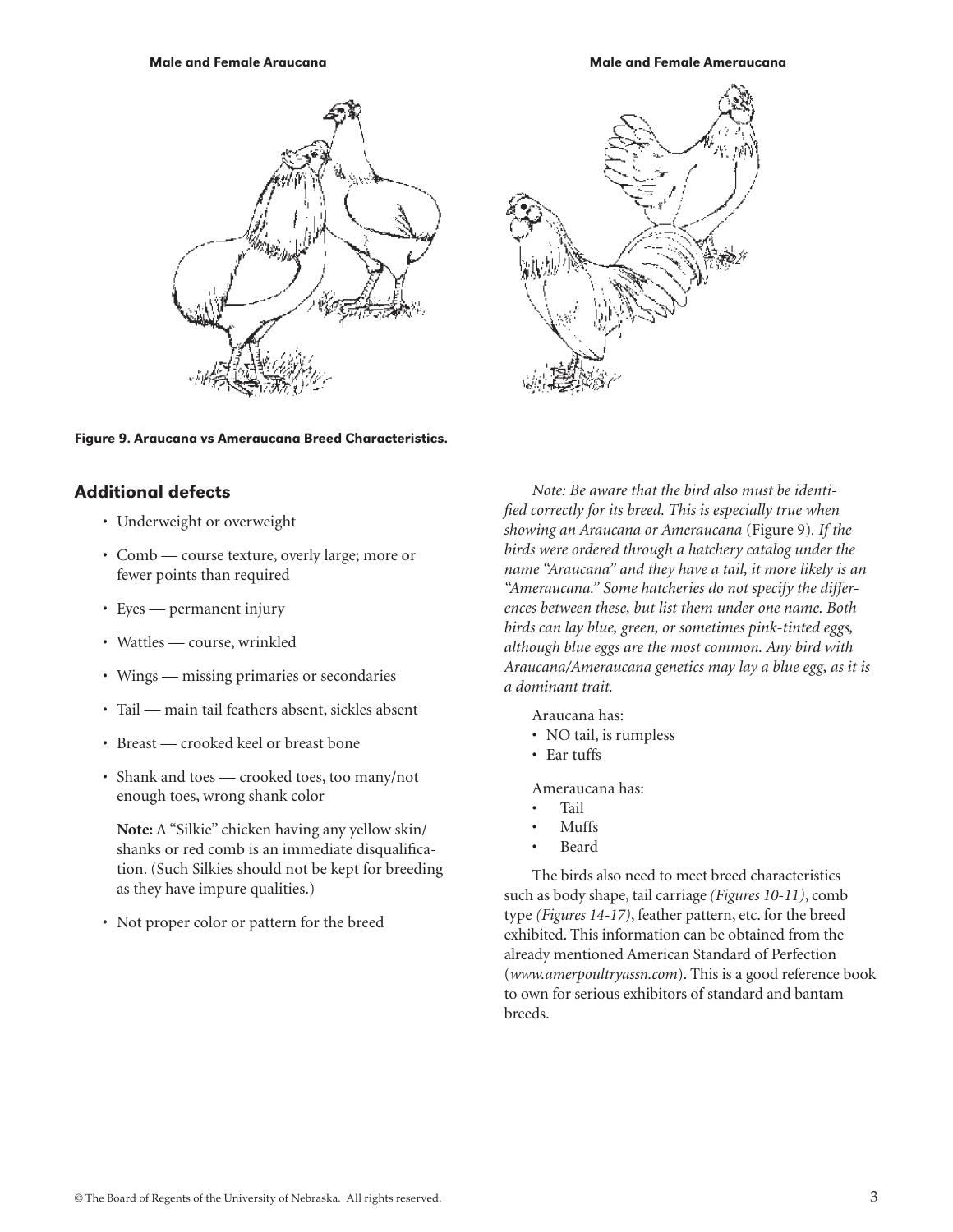Male and Female Araucana

Male and Female Ameraucana

**Figure 9. Araucana vs Ameraucana Breed Characteristics.**

## Additional defects

- Underweight or overweight
- Comb — course texture, overly large; more or fewer points than required
- Eyes — permanent injury
- Wattles — course, wrinkled
- Wings — missing primaries or secondaries
- Tail — main tail feathers absent, sickles absent
- Breast — crooked keel or breast bone
- Shank and toes — crooked toes, too many/not enough toes, wrong shank color

  **Note:** A "Silkie" chicken having any yellow skin/shanks or red comb is an immediate disqualification. (Such Silkies should not be kept for breeding as they have impure qualities.)

- Not proper color or pattern for the breed

*Note: Be aware that the bird also must be identified correctly for its breed. This is especially true when showing an Araucana or Ameraucana* (Figure 9)*. If the birds were ordered through a hatchery catalog under the name "Araucana" and they have a tail, it more likely is an "Ameraucana." Some hatcheries do not specify the differences between these, but list them under one name. Both birds can lay blue, green, or sometimes pink-tinted eggs, although blue eggs are the most common. Any bird with Araucana/Ameraucana genetics may lay a blue egg, as it is a dominant trait.*

Araucana has:

- NO tail, is rumpless
- Ear tuffs

Ameraucana has:

- Tail
- Muffs
- Beard

The birds also need to meet breed characteristics such as body shape, tail carriage *(Figures 10-11)*, comb type *(Figures 14-17)*, feather pattern, etc. for the breed exhibited. This information can be obtained from the already mentioned American Standard of Perfection (*www.amerpoultryassn.com*). This is a good reference book to own for serious exhibitors of standard and bantam breeds.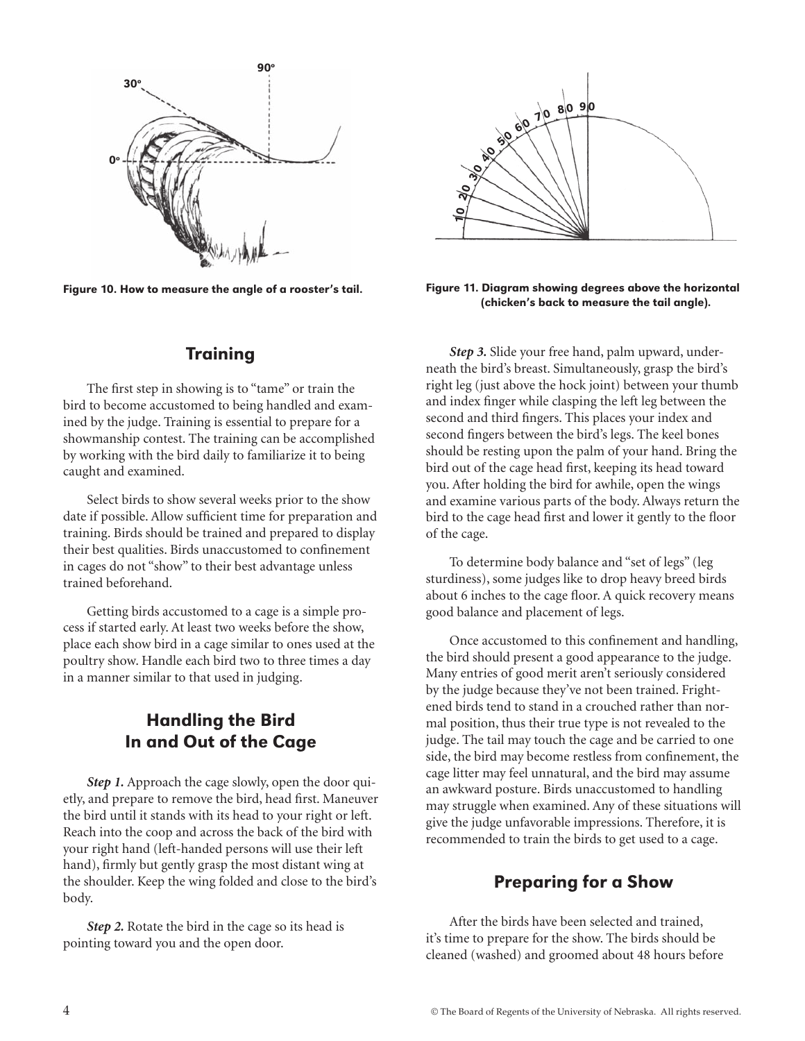Figure 10. How to measure the angle of a rooster's tail.

Figure 11. Diagram showing degrees above the horizontal (chicken's back to measure the tail angle).

## Training

The first step in showing is to "tame" or train the bird to become accustomed to being handled and examined by the judge. Training is essential to prepare for a showmanship contest. The training can be accomplished by working with the bird daily to familiarize it to being caught and examined.

Select birds to show several weeks prior to the show date if possible. Allow sufficient time for preparation and training. Birds should be trained and prepared to display their best qualities. Birds unaccustomed to confinement in cages do not "show" to their best advantage unless trained beforehand.

Getting birds accustomed to a cage is a simple process if started early. At least two weeks before the show, place each show bird in a cage similar to ones used at the poultry show. Handle each bird two to three times a day in a manner similar to that used in judging.

## Handling the Bird In and Out of the Cage

***Step 1.*** Approach the cage slowly, open the door quietly, and prepare to remove the bird, head first. Maneuver the bird until it stands with its head to your right or left. Reach into the coop and across the back of the bird with your right hand (left-handed persons will use their left hand), firmly but gently grasp the most distant wing at the shoulder. Keep the wing folded and close to the bird's body.

***Step 2.*** Rotate the bird in the cage so its head is pointing toward you and the open door.

***Step 3.*** Slide your free hand, palm upward, underneath the bird's breast. Simultaneously, grasp the bird's right leg (just above the hock joint) between your thumb and index finger while clasping the left leg between the second and third fingers. This places your index and second fingers between the bird's legs. The keel bones should be resting upon the palm of your hand. Bring the bird out of the cage head first, keeping its head toward you. After holding the bird for awhile, open the wings and examine various parts of the body. Always return the bird to the cage head first and lower it gently to the floor of the cage.

To determine body balance and "set of legs" (leg sturdiness), some judges like to drop heavy breed birds about 6 inches to the cage floor. A quick recovery means good balance and placement of legs.

Once accustomed to this confinement and handling, the bird should present a good appearance to the judge. Many entries of good merit aren't seriously considered by the judge because they've not been trained. Frightened birds tend to stand in a crouched rather than normal position, thus their true type is not revealed to the judge. The tail may touch the cage and be carried to one side, the bird may become restless from confinement, the cage litter may feel unnatural, and the bird may assume an awkward posture. Birds unaccustomed to handling may struggle when examined. Any of these situations will give the judge unfavorable impressions. Therefore, it is recommended to train the birds to get used to a cage.

## Preparing for a Show

After the birds have been selected and trained, it's time to prepare for the show. The birds should be cleaned (washed) and groomed about 48 hours before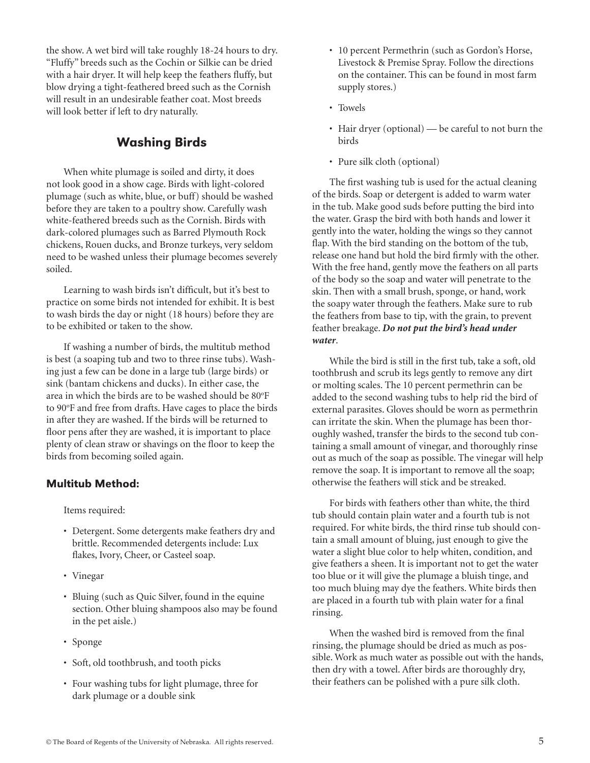the show. A wet bird will take roughly 18-24 hours to dry. "Fluffy" breeds such as the Cochin or Silkie can be dried with a hair dryer. It will help keep the feathers fluffy, but blow drying a tight-feathered breed such as the Cornish will result in an undesirable feather coat. Most breeds will look better if left to dry naturally.

## Washing Birds

When white plumage is soiled and dirty, it does not look good in a show cage. Birds with light-colored plumage (such as white, blue, or buff) should be washed before they are taken to a poultry show. Carefully wash white-feathered breeds such as the Cornish. Birds with dark-colored plumages such as Barred Plymouth Rock chickens, Rouen ducks, and Bronze turkeys, very seldom need to be washed unless their plumage becomes severely soiled.

Learning to wash birds isn't difficult, but it's best to practice on some birds not intended for exhibit. It is best to wash birds the day or night (18 hours) before they are to be exhibited or taken to the show.

If washing a number of birds, the multitub method is best (a soaping tub and two to three rinse tubs). Washing just a few can be done in a large tub (large birds) or sink (bantam chickens and ducks). In either case, the area in which the birds are to be washed should be 80°F to 90°F and free from drafts. Have cages to place the birds in after they are washed. If the birds will be returned to floor pens after they are washed, it is important to place plenty of clean straw or shavings on the floor to keep the birds from becoming soiled again.

### Multitub Method:

Items required:

- Detergent. Some detergents make feathers dry and brittle. Recommended detergents include: Lux flakes, Ivory, Cheer, or Casteel soap.
- Vinegar
- Bluing (such as Quic Silver, found in the equine section. Other bluing shampoos also may be found in the pet aisle.)
- Sponge
- Soft, old toothbrush, and tooth picks
- Four washing tubs for light plumage, three for dark plumage or a double sink
- 10 percent Permethrin (such as Gordon's Horse, Livestock & Premise Spray. Follow the directions on the container. This can be found in most farm supply stores.)
- Towels
- Hair dryer (optional) — be careful to not burn the birds
- Pure silk cloth (optional)

The first washing tub is used for the actual cleaning of the birds. Soap or detergent is added to warm water in the tub. Make good suds before putting the bird into the water. Grasp the bird with both hands and lower it gently into the water, holding the wings so they cannot flap. With the bird standing on the bottom of the tub, release one hand but hold the bird firmly with the other. With the free hand, gently move the feathers on all parts of the body so the soap and water will penetrate to the skin. Then with a small brush, sponge, or hand, work the soapy water through the feathers. Make sure to rub the feathers from base to tip, with the grain, to prevent feather breakage. ***Do not put the bird's head under water***.

While the bird is still in the first tub, take a soft, old toothbrush and scrub its legs gently to remove any dirt or molting scales. The 10 percent permethrin can be added to the second washing tubs to help rid the bird of external parasites. Gloves should be worn as permethrin can irritate the skin. When the plumage has been thoroughly washed, transfer the birds to the second tub containing a small amount of vinegar, and thoroughly rinse out as much of the soap as possible. The vinegar will help remove the soap. It is important to remove all the soap; otherwise the feathers will stick and be streaked.

For birds with feathers other than white, the third tub should contain plain water and a fourth tub is not required. For white birds, the third rinse tub should contain a small amount of bluing, just enough to give the water a slight blue color to help whiten, condition, and give feathers a sheen. It is important not to get the water too blue or it will give the plumage a bluish tinge, and too much bluing may dye the feathers. White birds then are placed in a fourth tub with plain water for a final rinsing.

When the washed bird is removed from the final rinsing, the plumage should be dried as much as possible. Work as much water as possible out with the hands, then dry with a towel. After birds are thoroughly dry, their feathers can be polished with a pure silk cloth.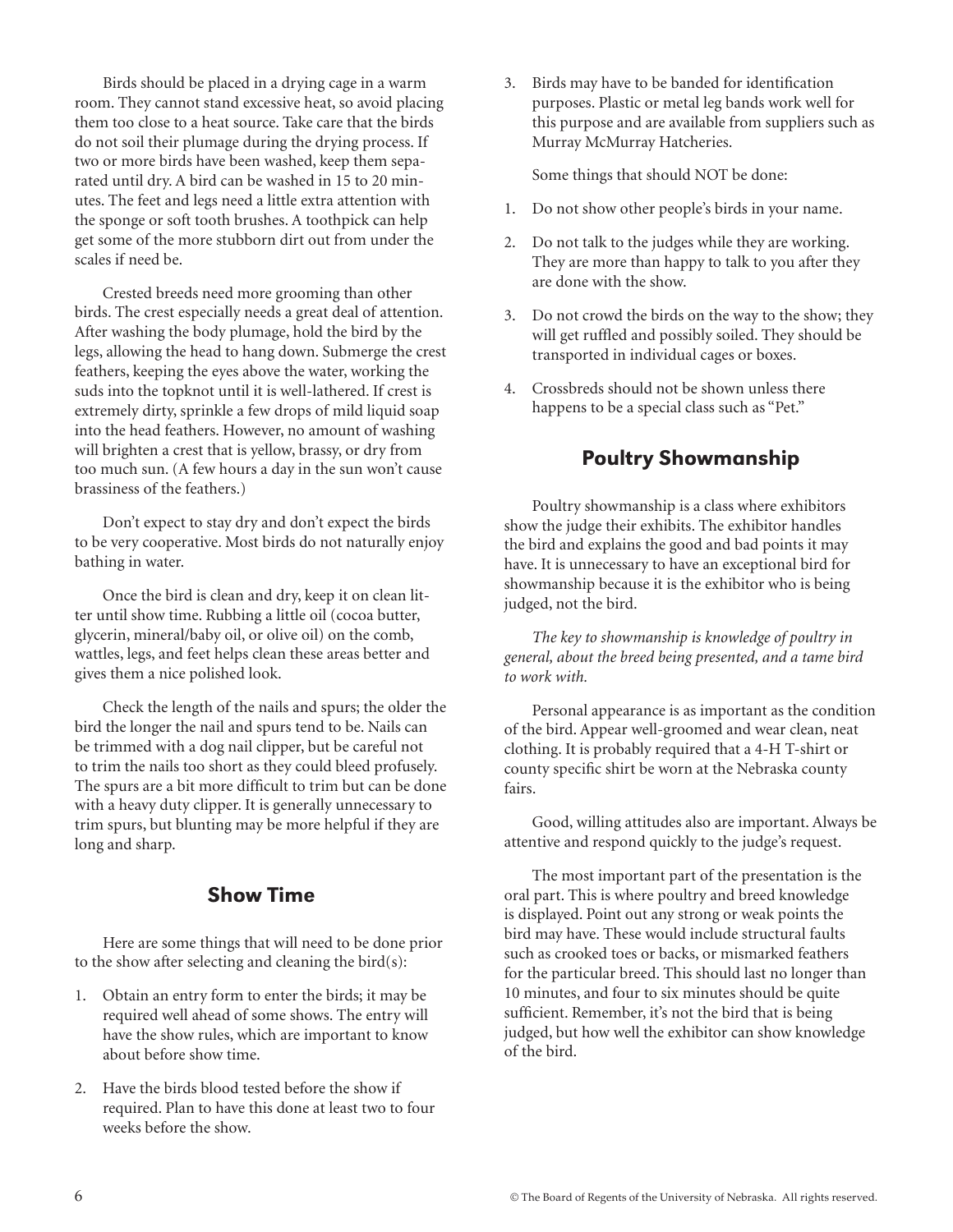Birds should be placed in a drying cage in a warm room. They cannot stand excessive heat, so avoid placing them too close to a heat source. Take care that the birds do not soil their plumage during the drying process. If two or more birds have been washed, keep them separated until dry. A bird can be washed in 15 to 20 minutes. The feet and legs need a little extra attention with the sponge or soft tooth brushes. A toothpick can help get some of the more stubborn dirt out from under the scales if need be.

Crested breeds need more grooming than other birds. The crest especially needs a great deal of attention. After washing the body plumage, hold the bird by the legs, allowing the head to hang down. Submerge the crest feathers, keeping the eyes above the water, working the suds into the topknot until it is well-lathered. If crest is extremely dirty, sprinkle a few drops of mild liquid soap into the head feathers. However, no amount of washing will brighten a crest that is yellow, brassy, or dry from too much sun. (A few hours a day in the sun won't cause brassiness of the feathers.)

Don't expect to stay dry and don't expect the birds to be very cooperative. Most birds do not naturally enjoy bathing in water.

Once the bird is clean and dry, keep it on clean litter until show time. Rubbing a little oil (cocoa butter, glycerin, mineral/baby oil, or olive oil) on the comb, wattles, legs, and feet helps clean these areas better and gives them a nice polished look.

Check the length of the nails and spurs; the older the bird the longer the nail and spurs tend to be. Nails can be trimmed with a dog nail clipper, but be careful not to trim the nails too short as they could bleed profusely. The spurs are a bit more difficult to trim but can be done with a heavy duty clipper. It is generally unnecessary to trim spurs, but blunting may be more helpful if they are long and sharp.

## Show Time

Here are some things that will need to be done prior to the show after selecting and cleaning the bird(s):

1. Obtain an entry form to enter the birds; it may be required well ahead of some shows. The entry will have the show rules, which are important to know about before show time.
2. Have the birds blood tested before the show if required. Plan to have this done at least two to four weeks before the show.
3. Birds may have to be banded for identification purposes. Plastic or metal leg bands work well for this purpose and are available from suppliers such as Murray McMurray Hatcheries.

Some things that should NOT be done:

1. Do not show other people's birds in your name.
2. Do not talk to the judges while they are working. They are more than happy to talk to you after they are done with the show.
3. Do not crowd the birds on the way to the show; they will get ruffled and possibly soiled. They should be transported in individual cages or boxes.
4. Crossbreds should not be shown unless there happens to be a special class such as "Pet."

## Poultry Showmanship

Poultry showmanship is a class where exhibitors show the judge their exhibits. The exhibitor handles the bird and explains the good and bad points it may have. It is unnecessary to have an exceptional bird for showmanship because it is the exhibitor who is being judged, not the bird.

*The key to showmanship is knowledge of poultry in general, about the breed being presented, and a tame bird to work with.*

Personal appearance is as important as the condition of the bird. Appear well-groomed and wear clean, neat clothing. It is probably required that a 4-H T-shirt or county specific shirt be worn at the Nebraska county fairs.

Good, willing attitudes also are important. Always be attentive and respond quickly to the judge's request.

The most important part of the presentation is the oral part. This is where poultry and breed knowledge is displayed. Point out any strong or weak points the bird may have. These would include structural faults such as crooked toes or backs, or mismarked feathers for the particular breed. This should last no longer than 10 minutes, and four to six minutes should be quite sufficient. Remember, it's not the bird that is being judged, but how well the exhibitor can show knowledge of the bird.

© The Board of Regents of the University of Nebraska. All rights reserved.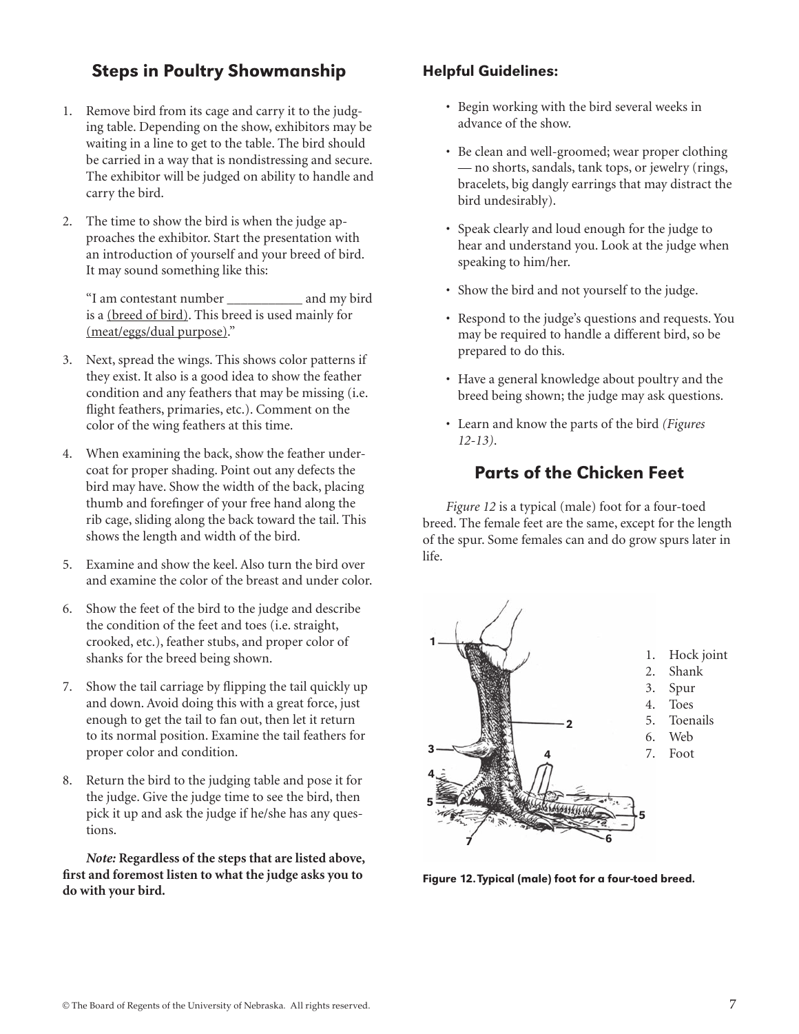## Steps in Poultry Showmanship

1. Remove bird from its cage and carry it to the judging table. Depending on the show, exhibitors may be waiting in a line to get to the table. The bird should be carried in a way that is nondistressing and secure. The exhibitor will be judged on ability to handle and carry the bird.

2. The time to show the bird is when the judge approaches the exhibitor. Start the presentation with an introduction of yourself and your breed of bird. It may sound something like this:

   "I am contestant number ___________ and my bird is a <u>(breed of bird)</u>. This breed is used mainly for <u>(meat/eggs/dual purpose)</u>."

3. Next, spread the wings. This shows color patterns if they exist. It also is a good idea to show the feather condition and any feathers that may be missing (i.e. flight feathers, primaries, etc.). Comment on the color of the wing feathers at this time.

4. When examining the back, show the feather undercoat for proper shading. Point out any defects the bird may have. Show the width of the back, placing thumb and forefinger of your free hand along the rib cage, sliding along the back toward the tail. This shows the length and width of the bird.

5. Examine and show the keel. Also turn the bird over and examine the color of the breast and under color.

6. Show the feet of the bird to the judge and describe the condition of the feet and toes (i.e. straight, crooked, etc.), feather stubs, and proper color of shanks for the breed being shown.

7. Show the tail carriage by flipping the tail quickly up and down. Avoid doing this with a great force, just enough to get the tail to fan out, then let it return to its normal position. Examine the tail feathers for proper color and condition.

8. Return the bird to the judging table and pose it for the judge. Give the judge time to see the bird, then pick it up and ask the judge if he/she has any questions.

***Note:* Regardless of the steps that are listed above, first and foremost listen to what the judge asks you to do with your bird.**

### Helpful Guidelines:

- Begin working with the bird several weeks in advance of the show.
- Be clean and well-groomed; wear proper clothing — no shorts, sandals, tank tops, or jewelry (rings, bracelets, big dangly earrings that may distract the bird undesirably).
- Speak clearly and loud enough for the judge to hear and understand you. Look at the judge when speaking to him/her.
- Show the bird and not yourself to the judge.
- Respond to the judge's questions and requests. You may be required to handle a different bird, so be prepared to do this.
- Have a general knowledge about poultry and the breed being shown; the judge may ask questions.
- Learn and know the parts of the bird *(Figures 12-13)*.

## Parts of the Chicken Feet

*Figure 12* is a typical (male) foot for a four-toed breed. The female feet are the same, except for the length of the spur. Some females can and do grow spurs later in life.

1. Hock joint
2. Shank
3. Spur
4. Toes
5. Toenails
6. Web
7. Foot

**Figure 12. Typical (male) foot for a four-toed breed.**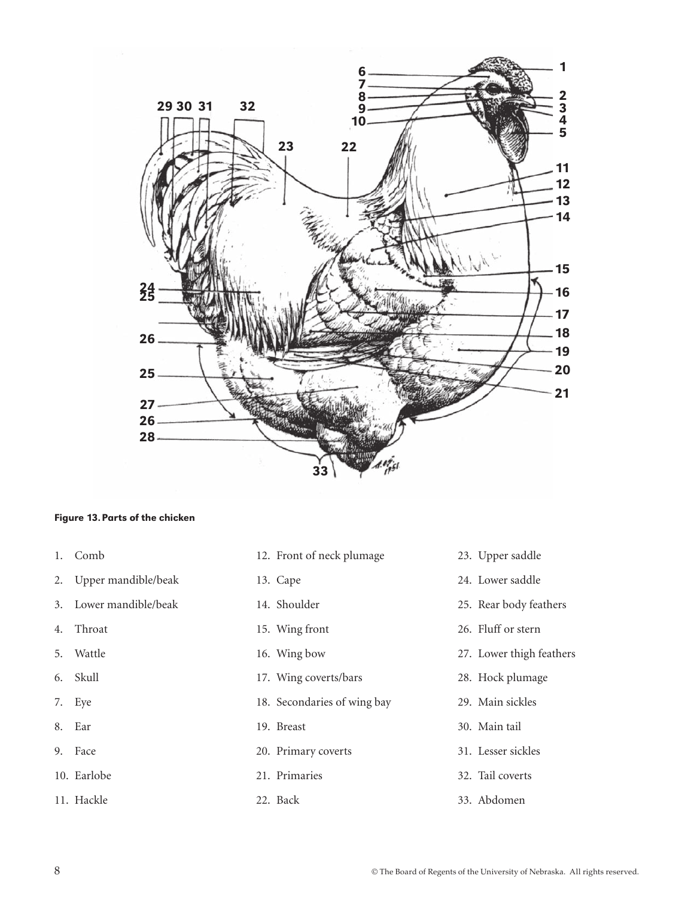**Figure 13. Parts of the chicken**

1. Comb
2. Upper mandible/beak
3. Lower mandible/beak
4. Throat
5. Wattle
6. Skull
7. Eye
8. Ear
9. Face
10. Earlobe
11. Hackle
12. Front of neck plumage
13. Cape
14. Shoulder
15. Wing front
16. Wing bow
17. Wing coverts/bars
18. Secondaries of wing bay
19. Breast
20. Primary coverts
21. Primaries
22. Back
23. Upper saddle
24. Lower saddle
25. Rear body feathers
26. Fluff or stern
27. Lower thigh feathers
28. Hock plumage
29. Main sickles
30. Main tail
31. Lesser sickles
32. Tail coverts
33. Abdomen

© The Board of Regents of the University of Nebraska. All rights reserved.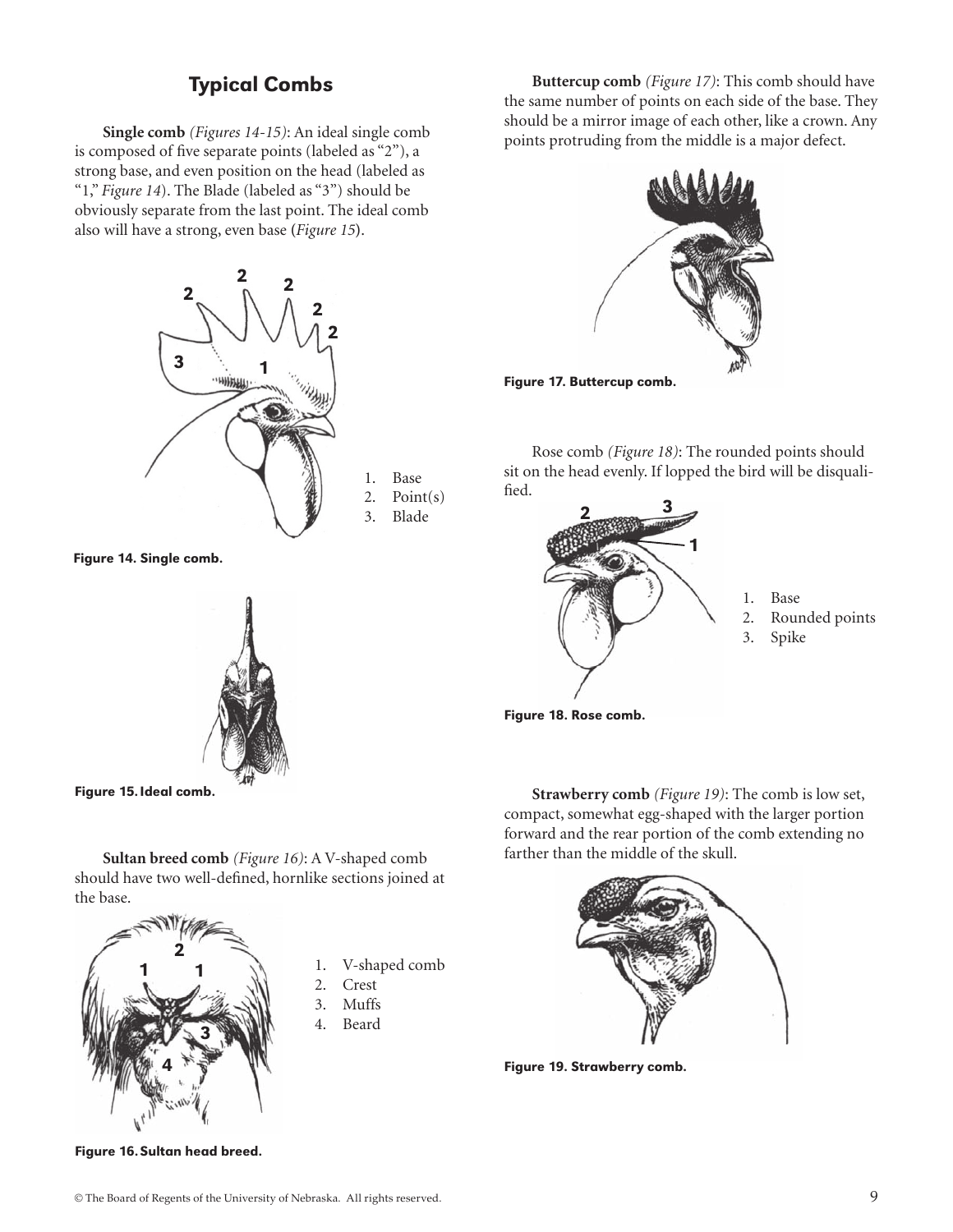## Typical Combs

**Single comb** *(Figures 14-15)*: An ideal single comb is composed of five separate points (labeled as "2"), a strong base, and even position on the head (labeled as "1," *Figure 14*). The Blade (labeled as "3") should be obviously separate from the last point. The ideal comb also will have a strong, even base (*Figure 15*).

1. Base
2. Point(s)
3. Blade

**Figure 14. Single comb.**

**Figure 15. Ideal comb.**

**Sultan breed comb** *(Figure 16)*: A V-shaped comb should have two well-defined, hornlike sections joined at the base.

1. V-shaped comb
2. Crest
3. Muffs
4. Beard

**Figure 16. Sultan head breed.**

**Buttercup comb** *(Figure 17)*: This comb should have the same number of points on each side of the base. They should be a mirror image of each other, like a crown. Any points protruding from the middle is a major defect.

**Figure 17. Buttercup comb.**

Rose comb *(Figure 18)*: The rounded points should sit on the head evenly. If lopped the bird will be disqualified.

1. Base
2. Rounded points
3. Spike

**Figure 18. Rose comb.**

**Strawberry comb** *(Figure 19)*: The comb is low set, compact, somewhat egg-shaped with the larger portion forward and the rear portion of the comb extending no farther than the middle of the skull.

**Figure 19. Strawberry comb.**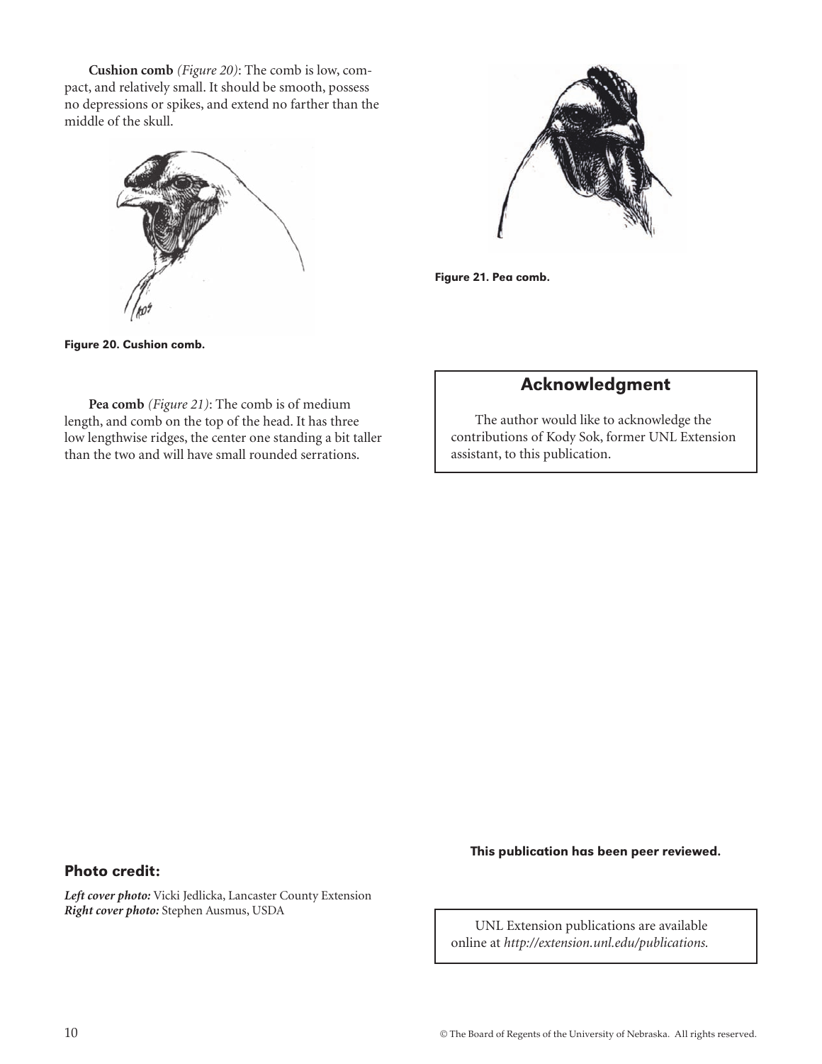**Cushion comb** *(Figure 20)*: The comb is low, compact, and relatively small. It should be smooth, possess no depressions or spikes, and extend no farther than the middle of the skull.

**Figure 20. Cushion comb.**

**Pea comb** *(Figure 21)*: The comb is of medium length, and comb on the top of the head. It has three low lengthwise ridges, the center one standing a bit taller than the two and will have small rounded serrations.

**Figure 21. Pea comb.**

## Acknowledgment

The author would like to acknowledge the contributions of Kody Sok, former UNL Extension assistant, to this publication.

**This publication has been peer reviewed.**

### Photo credit:

***Left cover photo:*** Vicki Jedlicka, Lancaster County Extension
***Right cover photo:*** Stephen Ausmus, USDA

UNL Extension publications are available online at *http://extension.unl.edu/publications.*

© The Board of Regents of the University of Nebraska. All rights reserved.